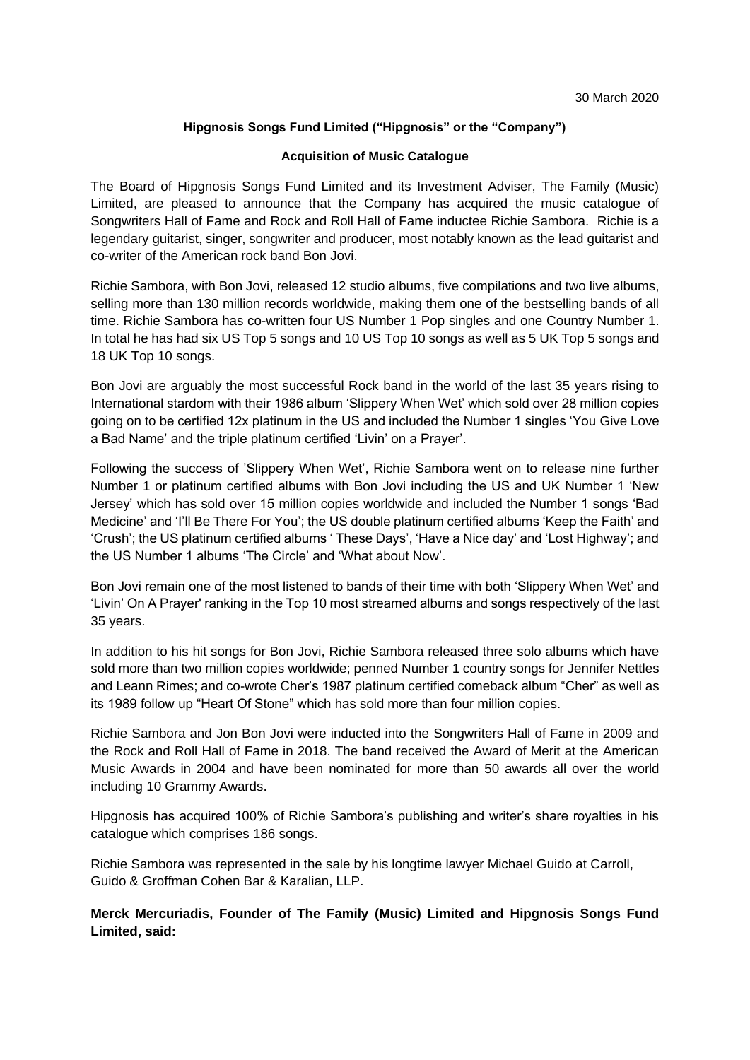30 March 2020

**Hipgnosis Songs Fund Limited ("Hipgnosis" or the "Company")**

**Acquisition of Music Catalogue**

The Board of Hipgnosis Songs Fund Limited and its Investment Adviser, The Family (Music) Limited, are pleased to announce that the Company has acquired the music catalogue of Songwriters Hall of Fame and Rock and Roll Hall of Fame inductee Richie Sambora. Richie is a legendary guitarist, singer, songwriter and producer, most notably known as the lead guitarist and co-writer of the American rock band Bon Jovi.

Richie Sambora, with Bon Jovi, released 12 studio albums, five compilations and two live albums, selling more than 130 million records worldwide, making them one of the bestselling bands of all time. Richie Sambora has co-written four US Number 1 Pop singles and one Country Number 1. In total he has had six US Top 5 songs and 10 US Top 10 songs as well as 5 UK Top 5 songs and 18 UK Top 10 songs.

Bon Jovi are arguably the most successful Rock band in the world of the last 35 years rising to International stardom with their 1986 album 'Slippery When Wet' which sold over 28 million copies going on to be certified 12x platinum in the US and included the Number 1 singles 'You Give Love a Bad Name' and the triple platinum certified 'Livin' on a Prayer'.

Following the success of 'Slippery When Wet', Richie Sambora went on to release nine further Number 1 or platinum certified albums with Bon Jovi including the US and UK Number 1 'New Jersey' which has sold over 15 million copies worldwide and included the Number 1 songs 'Bad Medicine' and 'I'll Be There For You'; the US double platinum certified albums 'Keep the Faith' and 'Crush'; the US platinum certified albums ' These Days', 'Have a Nice day' and 'Lost Highway'; and the US Number 1 albums 'The Circle' and 'What about Now'.

Bon Jovi remain one of the most listened to bands of their time with both 'Slippery When Wet' and 'Livin' On A Prayer' ranking in the Top 10 most streamed albums and songs respectively of the last 35 years.

In addition to his hit songs for Bon Jovi, Richie Sambora released three solo albums which have sold more than two million copies worldwide; penned Number 1 country songs for Jennifer Nettles and Leann Rimes; and co-wrote Cher's 1987 platinum certified comeback album "Cher" as well as its 1989 follow up "Heart Of Stone" which has sold more than four million copies.

Richie Sambora and Jon Bon Jovi were inducted into the Songwriters Hall of Fame in 2009 and the Rock and Roll Hall of Fame in 2018. The band received the Award of Merit at the American Music Awards in 2004 and have been nominated for more than 50 awards all over the world including 10 Grammy Awards.

Hipgnosis has acquired 100% of Richie Sambora's publishing and writer's share royalties in his catalogue which comprises 186 songs.

Richie Sambora was represented in the sale by his longtime lawyer Michael Guido at Carroll, Guido & Groffman Cohen Bar & Karalian, LLP.

**Merck Mercuriadis, Founder of The Family (Music) Limited and Hipgnosis Songs Fund Limited, said:**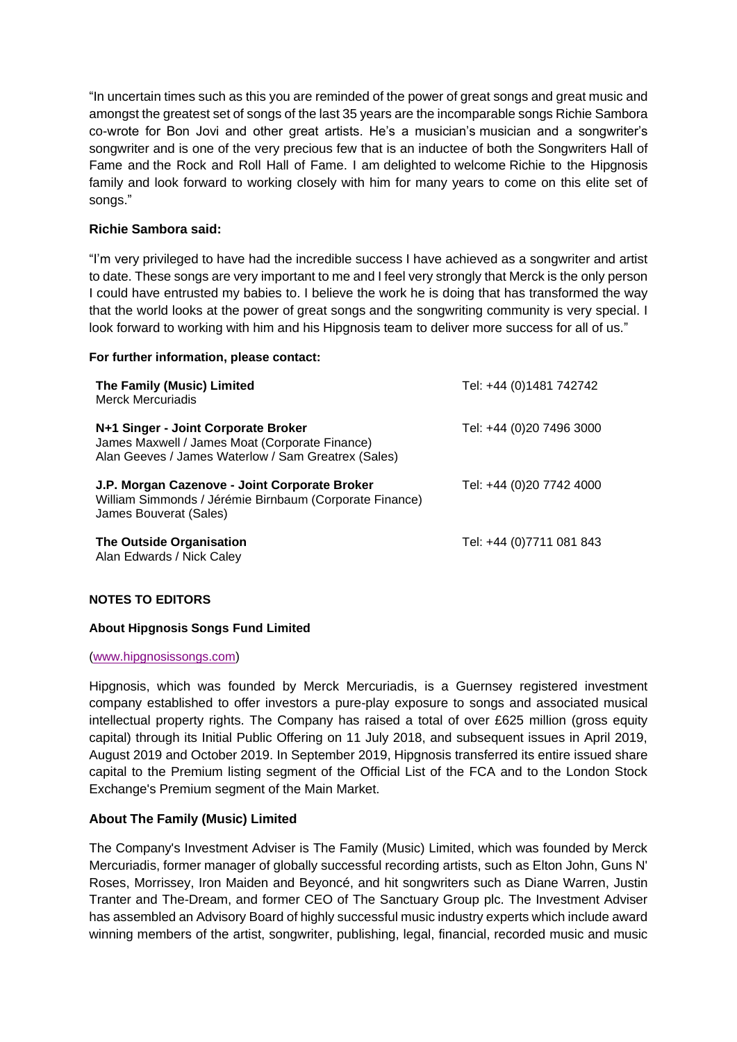"In uncertain times such as this you are reminded of the power of great songs and great music and amongst the greatest set of songs of the last 35 years are the incomparable songs Richie Sambora co-wrote for Bon Jovi and other great artists. He's a musician's musician and a songwriter's songwriter and is one of the very precious few that is an inductee of both the Songwriters Hall of Fame and the Rock and Roll Hall of Fame. I am delighted to welcome Richie to the Hipgnosis family and look forward to working closely with him for many years to come on this elite set of songs."

**Richie Sambora said:**

"I'm very privileged to have had the incredible success I have achieved as a songwriter and artist to date. These songs are very important to me and I feel very strongly that Merck is the only person I could have entrusted my babies to. I believe the work he is doing that has transformed the way that the world looks at the power of great songs and the songwriting community is very special. I look forward to working with him and his Hipgnosis team to deliver more success for all of us."

**For further information, please contact:**

| | |
|---|---|
| **The Family (Music) Limited**<br>Merck Mercuriadis | Tel: +44 (0)1481 742742 |
| **N+1 Singer - Joint Corporate Broker**<br>James Maxwell / James Moat (Corporate Finance)<br>Alan Geeves / James Waterlow / Sam Greatrex (Sales) | Tel: +44 (0)20 7496 3000 |
| **J.P. Morgan Cazenove - Joint Corporate Broker**<br>William Simmonds / Jérémie Birnbaum (Corporate Finance)<br>James Bouverat (Sales) | Tel: +44 (0)20 7742 4000 |
| **The Outside Organisation**<br>Alan Edwards / Nick Caley | Tel: +44 (0)7711 081 843 |

**NOTES TO EDITORS**

**About Hipgnosis Songs Fund Limited**

(www.hipgnosissongs.com)

Hipgnosis, which was founded by Merck Mercuriadis, is a Guernsey registered investment company established to offer investors a pure-play exposure to songs and associated musical intellectual property rights. The Company has raised a total of over £625 million (gross equity capital) through its Initial Public Offering on 11 July 2018, and subsequent issues in April 2019, August 2019 and October 2019. In September 2019, Hipgnosis transferred its entire issued share capital to the Premium listing segment of the Official List of the FCA and to the London Stock Exchange's Premium segment of the Main Market.

**About The Family (Music) Limited**

The Company's Investment Adviser is The Family (Music) Limited, which was founded by Merck Mercuriadis, former manager of globally successful recording artists, such as Elton John, Guns N' Roses, Morrissey, Iron Maiden and Beyoncé, and hit songwriters such as Diane Warren, Justin Tranter and The-Dream, and former CEO of The Sanctuary Group plc. The Investment Adviser has assembled an Advisory Board of highly successful music industry experts which include award winning members of the artist, songwriter, publishing, legal, financial, recorded music and music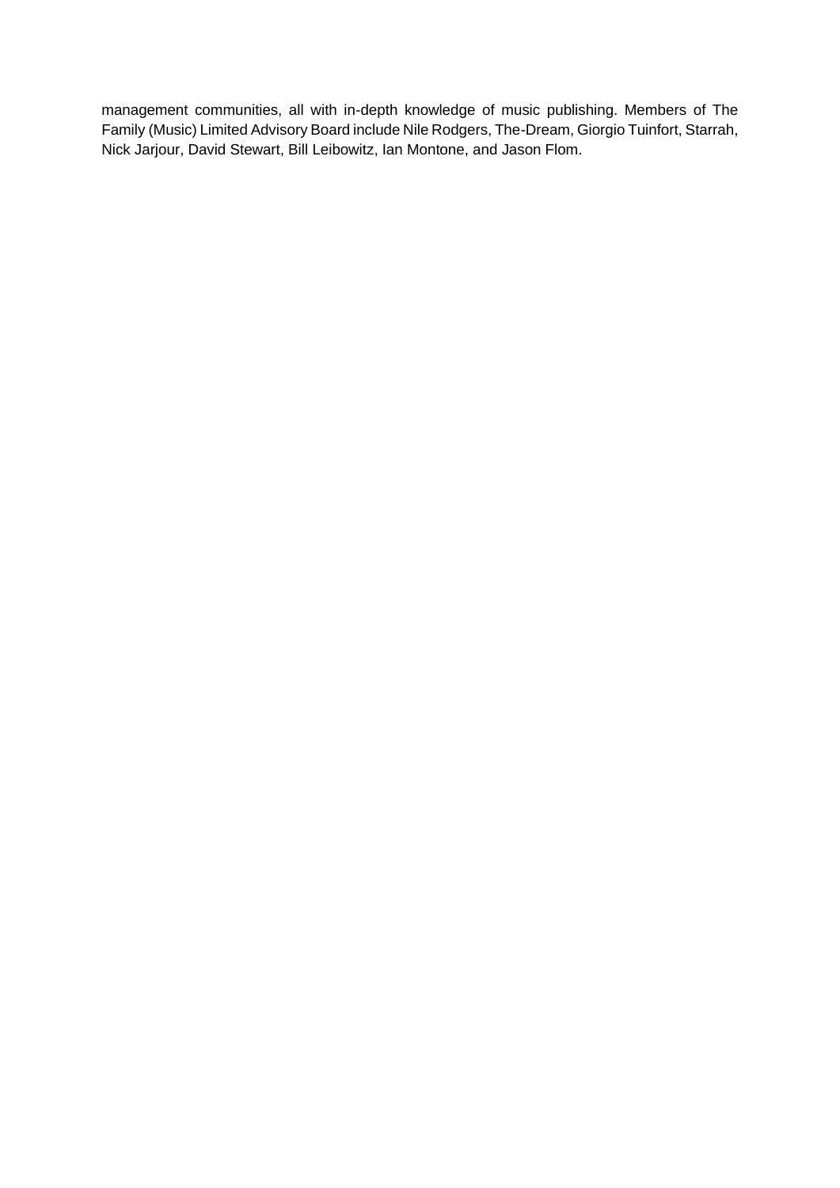management communities, all with in-depth knowledge of music publishing. Members of The Family (Music) Limited Advisory Board include Nile Rodgers, The-Dream, Giorgio Tuinfort, Starrah, Nick Jarjour, David Stewart, Bill Leibowitz, Ian Montone, and Jason Flom.